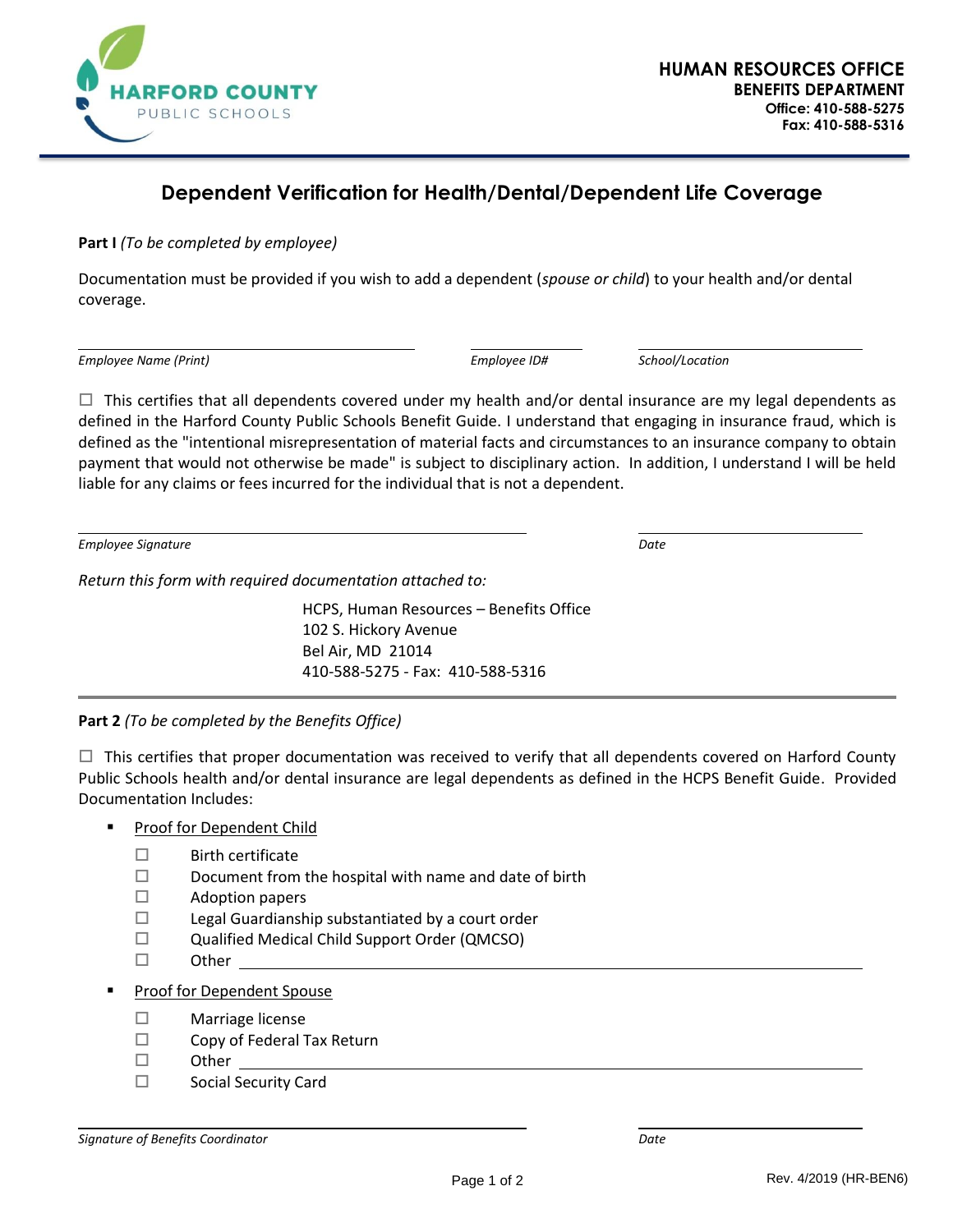HARFORD COUNTY
PUBLIC SCHOOLS

**HUMAN RESOURCES OFFICE**
**BENEFITS DEPARTMENT**
**Office: 410-588-5275**
**Fax: 410-588-5316**

# Dependent Verification for Health/Dental/Dependent Life Coverage

**Part I** *(To be completed by employee)*

Documentation must be provided if you wish to add a dependent (*spouse or child*) to your health and/or dental coverage.

| | | |
|---|---|---|
| *Employee Name (Print)* | *Employee ID#* | *School/Location* |

☐ This certifies that all dependents covered under my health and/or dental insurance are my legal dependents as defined in the Harford County Public Schools Benefit Guide. I understand that engaging in insurance fraud, which is defined as the "intentional misrepresentation of material facts and circumstances to an insurance company to obtain payment that would not otherwise be made" is subject to disciplinary action. In addition, I understand I will be held liable for any claims or fees incurred for the individual that is not a dependent.

| | |
|---|---|
| *Employee Signature* | *Date* |

*Return this form with required documentation attached to:*

HCPS, Human Resources – Benefits Office
102 S. Hickory Avenue
Bel Air, MD 21014
410-588-5275 - Fax: 410-588-5316

---

**Part 2** *(To be completed by the Benefits Office)*

☐ This certifies that proper documentation was received to verify that all dependents covered on Harford County Public Schools health and/or dental insurance are legal dependents as defined in the HCPS Benefit Guide. Provided Documentation Includes:

- Proof for Dependent Child
  - ☐ Birth certificate
  - ☐ Document from the hospital with name and date of birth
  - ☐ Adoption papers
  - ☐ Legal Guardianship substantiated by a court order
  - ☐ Qualified Medical Child Support Order (QMCSO)
  - ☐ Other ____________________
- Proof for Dependent Spouse
  - ☐ Marriage license
  - ☐ Copy of Federal Tax Return
  - ☐ Other ____________________
  - ☐ Social Security Card

| | |
|---|---|
| *Signature of Benefits Coordinator* | *Date* |

Rev. 4/2019 (HR-BEN6)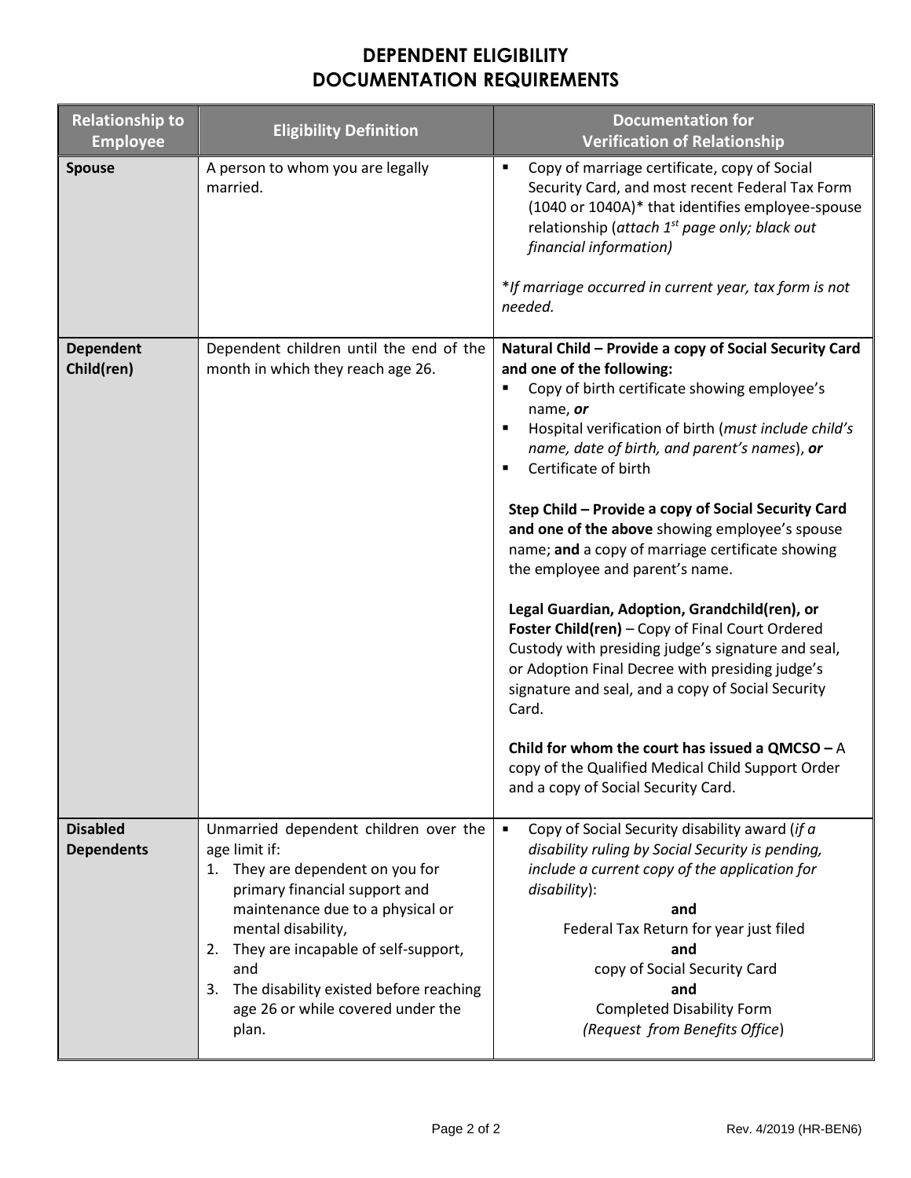# DEPENDENT ELIGIBILITY
# DOCUMENTATION REQUIREMENTS

| Relationship to Employee | Eligibility Definition | Documentation for Verification of Relationship |
|---|---|---|
| **Spouse** | A person to whom you are legally married. | ▪ Copy of marriage certificate, copy of Social Security Card, and most recent Federal Tax Form (1040 or 1040A)* that identifies employee-spouse relationship (*attach 1st page only; black out financial information)*<br><br>**If marriage occurred in current year, tax form is not needed.* |
| **Dependent Child(ren)** | Dependent children until the end of the month in which they reach age 26. | **Natural Child – Provide a copy of Social Security Card and one of the following:**<br>▪ Copy of birth certificate showing employee's name, ***or***<br>▪ Hospital verification of birth (*must include child's name, date of birth, and parent's names*), ***or***<br>▪ Certificate of birth<br><br>**Step Child – Provide a copy of Social Security Card and one of the above** showing employee's spouse name; **and** a copy of marriage certificate showing the employee and parent's name.<br><br>**Legal Guardian, Adoption, Grandchild(ren), or Foster Child(ren)** – Copy of Final Court Ordered Custody with presiding judge's signature and seal, or Adoption Final Decree with presiding judge's signature and seal, and a copy of Social Security Card.<br><br>**Child for whom the court has issued a QMCSO –** A copy of the Qualified Medical Child Support Order and a copy of Social Security Card. |
| **Disabled Dependents** | Unmarried dependent children over the age limit if:<br>1. They are dependent on you for primary financial support and maintenance due to a physical or mental disability,<br>2. They are incapable of self-support, and<br>3. The disability existed before reaching age 26 or while covered under the plan. | ▪ Copy of Social Security disability award (*if a disability ruling by Social Security is pending, include a current copy of the application for disability*):<br>**and**<br>Federal Tax Return for year just filed<br>**and**<br>copy of Social Security Card<br>**and**<br>Completed Disability Form<br>*(Request from Benefits Office*) |